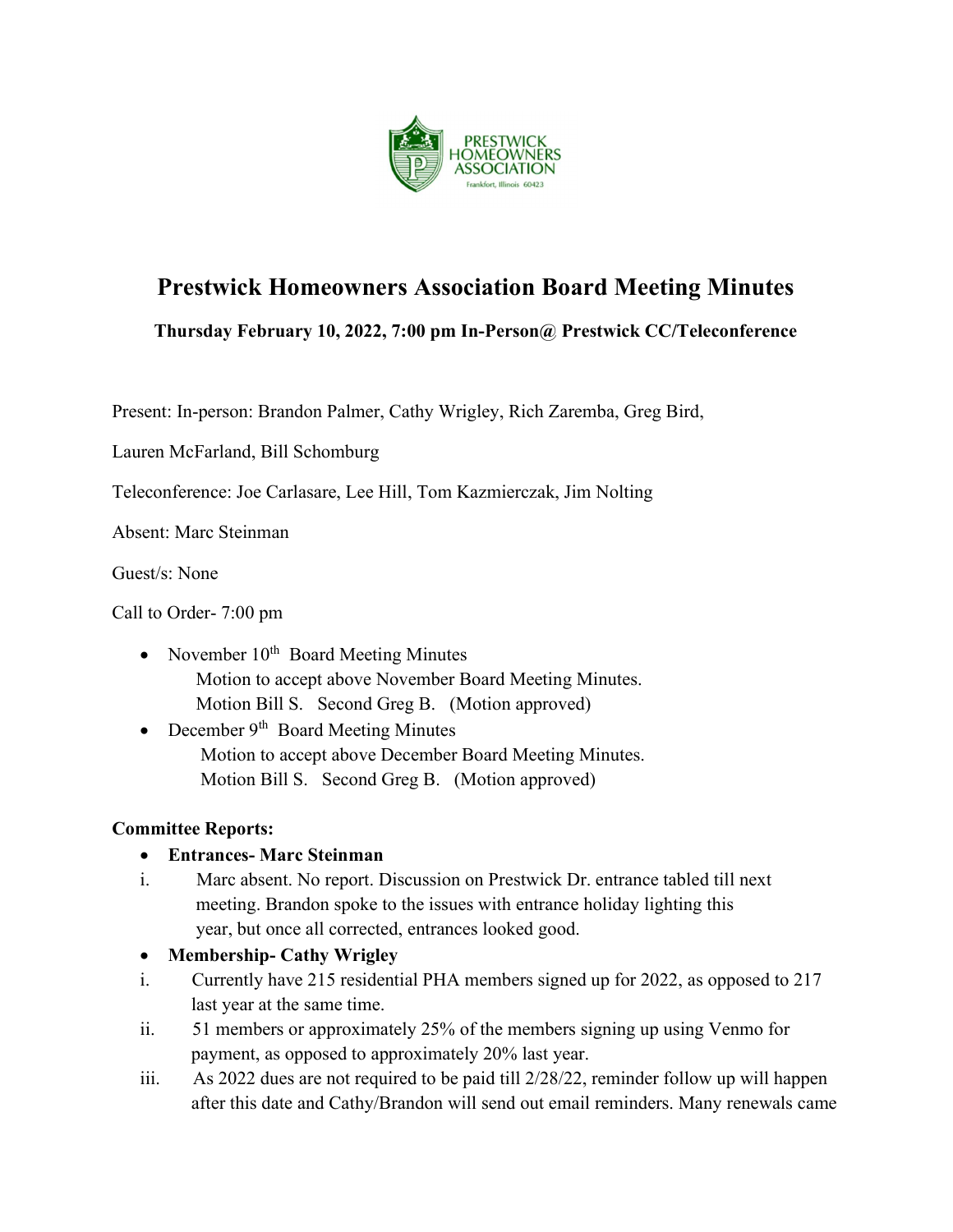# Prestwick Homeowners Association Board Meeting Minutes

**Thursday February 10, 2022, 7:00 pm In-Person@ Prestwick CC/Teleconference**

Present: In-person: Brandon Palmer, Cathy Wrigley, Rich Zaremba, Greg Bird,

Lauren McFarland, Bill Schomburg

Teleconference: Joe Carlasare, Lee Hill, Tom Kazmierczak, Jim Nolting

Absent: Marc Steinman

Guest/s: None

Call to Order- 7:00 pm

- November 10th Board Meeting Minutes
  Motion to accept above November Board Meeting Minutes.
  Motion Bill S. Second Greg B. (Motion approved)
- December 9th Board Meeting Minutes
  Motion to accept above December Board Meeting Minutes.
  Motion Bill S. Second Greg B. (Motion approved)

**Committee Reports:**

- **Entrances- Marc Steinman**

i. Marc absent. No report. Discussion on Prestwick Dr. entrance tabled till next meeting. Brandon spoke to the issues with entrance holiday lighting this year, but once all corrected, entrances looked good.

- **Membership- Cathy Wrigley**

i. Currently have 215 residential PHA members signed up for 2022, as opposed to 217 last year at the same time.

ii. 51 members or approximately 25% of the members signing up using Venmo for payment, as opposed to approximately 20% last year.

iii. As 2022 dues are not required to be paid till 2/28/22, reminder follow up will happen after this date and Cathy/Brandon will send out email reminders. Many renewals came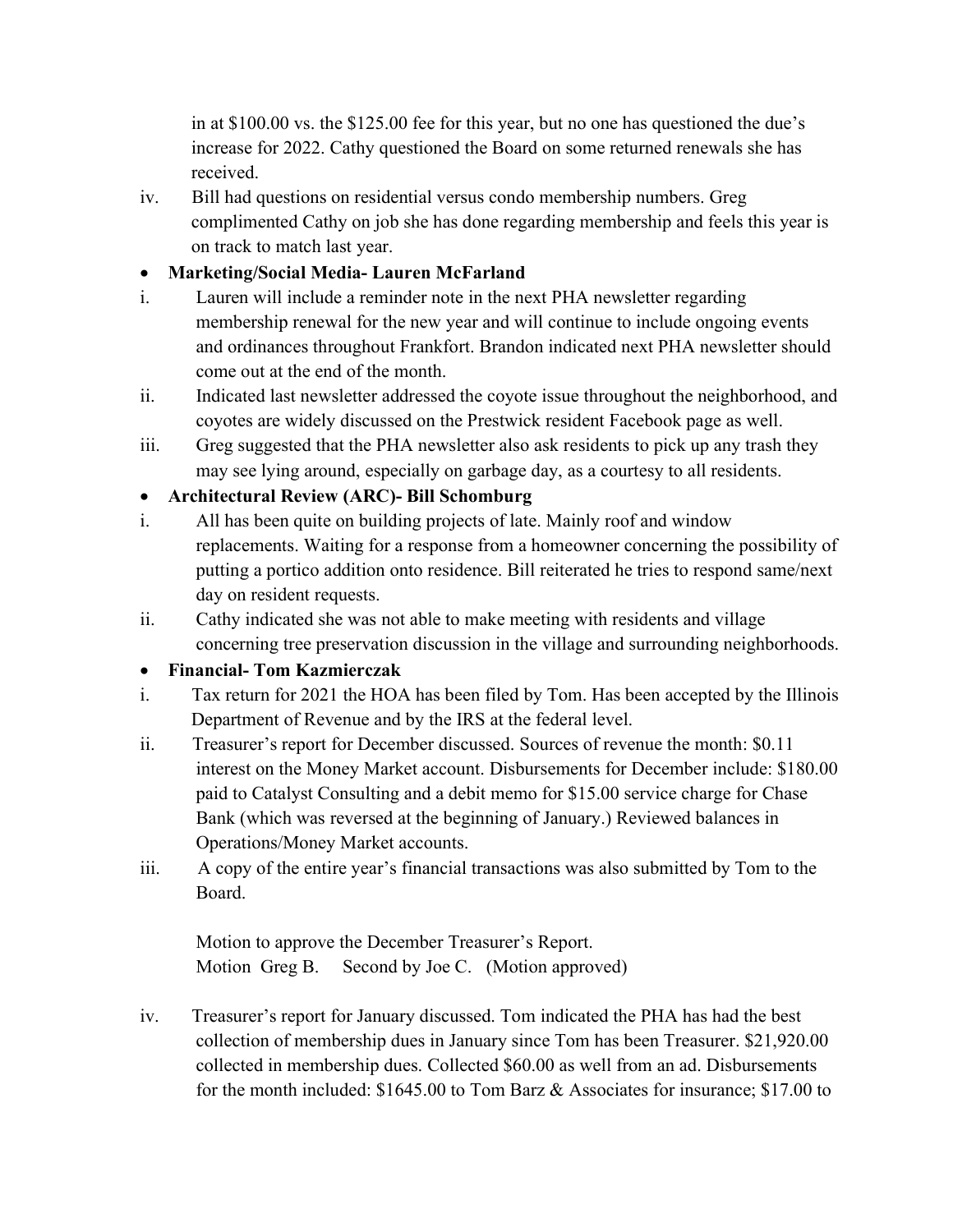in at $100.00 vs. the $125.00 fee for this year, but no one has questioned the due's increase for 2022. Cathy questioned the Board on some returned renewals she has received.

iv. Bill had questions on residential versus condo membership numbers. Greg complimented Cathy on job she has done regarding membership and feels this year is on track to match last year.

- **Marketing/Social Media- Lauren McFarland**

i. Lauren will include a reminder note in the next PHA newsletter regarding membership renewal for the new year and will continue to include ongoing events and ordinances throughout Frankfort. Brandon indicated next PHA newsletter should come out at the end of the month.

ii. Indicated last newsletter addressed the coyote issue throughout the neighborhood, and coyotes are widely discussed on the Prestwick resident Facebook page as well.

iii. Greg suggested that the PHA newsletter also ask residents to pick up any trash they may see lying around, especially on garbage day, as a courtesy to all residents.

- **Architectural Review (ARC)- Bill Schomburg**

i. All has been quite on building projects of late. Mainly roof and window replacements. Waiting for a response from a homeowner concerning the possibility of putting a portico addition onto residence. Bill reiterated he tries to respond same/next day on resident requests.

ii. Cathy indicated she was not able to make meeting with residents and village concerning tree preservation discussion in the village and surrounding neighborhoods.

- **Financial- Tom Kazmierczak**

i. Tax return for 2021 the HOA has been filed by Tom. Has been accepted by the Illinois Department of Revenue and by the IRS at the federal level.

ii. Treasurer's report for December discussed. Sources of revenue the month: $0.11 interest on the Money Market account. Disbursements for December include: $180.00 paid to Catalyst Consulting and a debit memo for $15.00 service charge for Chase Bank (which was reversed at the beginning of January.) Reviewed balances in Operations/Money Market accounts.

iii. A copy of the entire year's financial transactions was also submitted by Tom to the Board.

Motion to approve the December Treasurer's Report.
Motion Greg B. Second by Joe C. (Motion approved)

iv. Treasurer's report for January discussed. Tom indicated the PHA has had the best collection of membership dues in January since Tom has been Treasurer. $21,920.00 collected in membership dues. Collected $60.00 as well from an ad. Disbursements for the month included: $1645.00 to Tom Barz & Associates for insurance; $17.00 to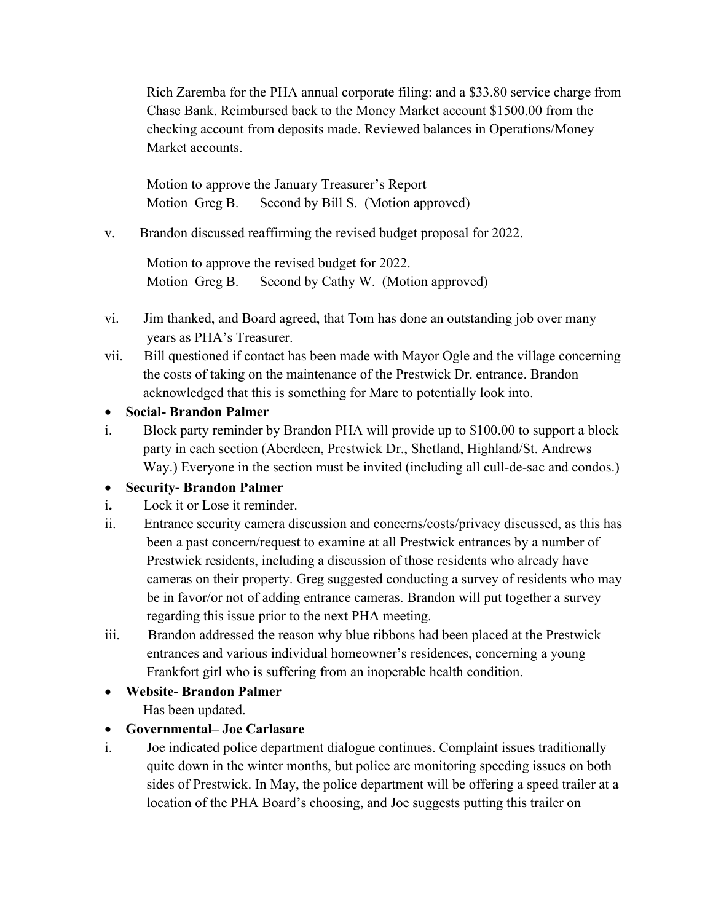Rich Zaremba for the PHA annual corporate filing: and a $33.80 service charge from Chase Bank. Reimbursed back to the Money Market account $1500.00 from the checking account from deposits made. Reviewed balances in Operations/Money Market accounts.

Motion to approve the January Treasurer's Report
Motion Greg B. Second by Bill S. (Motion approved)

v. Brandon discussed reaffirming the revised budget proposal for 2022.

Motion to approve the revised budget for 2022.
Motion Greg B. Second by Cathy W. (Motion approved)

vi. Jim thanked, and Board agreed, that Tom has done an outstanding job over many years as PHA's Treasurer.

vii. Bill questioned if contact has been made with Mayor Ogle and the village concerning the costs of taking on the maintenance of the Prestwick Dr. entrance. Brandon acknowledged that this is something for Marc to potentially look into.

- **Social- Brandon Palmer**

i. Block party reminder by Brandon PHA will provide up to $100.00 to support a block party in each section (Aberdeen, Prestwick Dr., Shetland, Highland/St. Andrews Way.) Everyone in the section must be invited (including all cull-de-sac and condos.)

- **Security- Brandon Palmer**

i. Lock it or Lose it reminder.

ii. Entrance security camera discussion and concerns/costs/privacy discussed, as this has been a past concern/request to examine at all Prestwick entrances by a number of Prestwick residents, including a discussion of those residents who already have cameras on their property. Greg suggested conducting a survey of residents who may be in favor/or not of adding entrance cameras. Brandon will put together a survey regarding this issue prior to the next PHA meeting.

iii. Brandon addressed the reason why blue ribbons had been placed at the Prestwick entrances and various individual homeowner's residences, concerning a young Frankfort girl who is suffering from an inoperable health condition.

- **Website- Brandon Palmer**

Has been updated.

- **Governmental– Joe Carlasare**

i. Joe indicated police department dialogue continues. Complaint issues traditionally quite down in the winter months, but police are monitoring speeding issues on both sides of Prestwick. In May, the police department will be offering a speed trailer at a location of the PHA Board's choosing, and Joe suggests putting this trailer on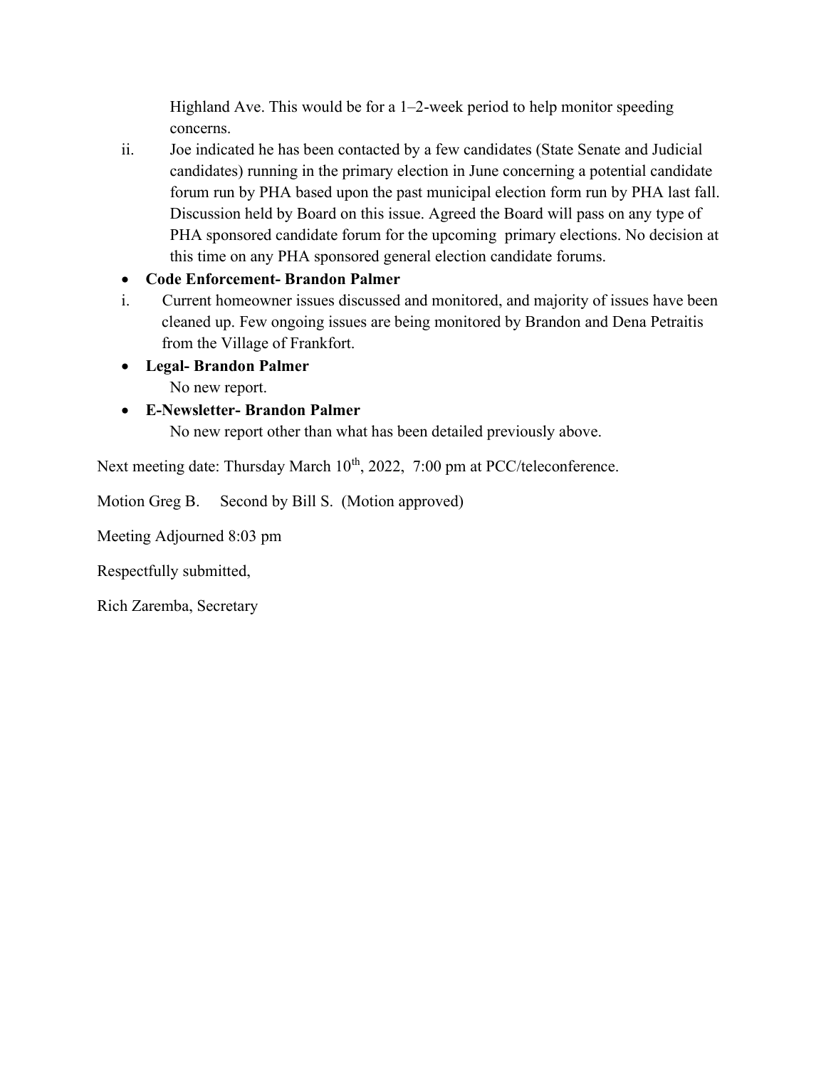Highland Ave. This would be for a 1–2-week period to help monitor speeding concerns.

ii. Joe indicated he has been contacted by a few candidates (State Senate and Judicial candidates) running in the primary election in June concerning a potential candidate forum run by PHA based upon the past municipal election form run by PHA last fall. Discussion held by Board on this issue. Agreed the Board will pass on any type of PHA sponsored candidate forum for the upcoming primary elections. No decision at this time on any PHA sponsored general election candidate forums.

- **Code Enforcement- Brandon Palmer**

i. Current homeowner issues discussed and monitored, and majority of issues have been cleaned up. Few ongoing issues are being monitored by Brandon and Dena Petraitis from the Village of Frankfort.

- **Legal- Brandon Palmer**

  No new report.

- **E-Newsletter- Brandon Palmer**

  No new report other than what has been detailed previously above.

Next meeting date: Thursday March 10th, 2022, 7:00 pm at PCC/teleconference.

Motion Greg B. Second by Bill S. (Motion approved)

Meeting Adjourned 8:03 pm

Respectfully submitted,

Rich Zaremba, Secretary